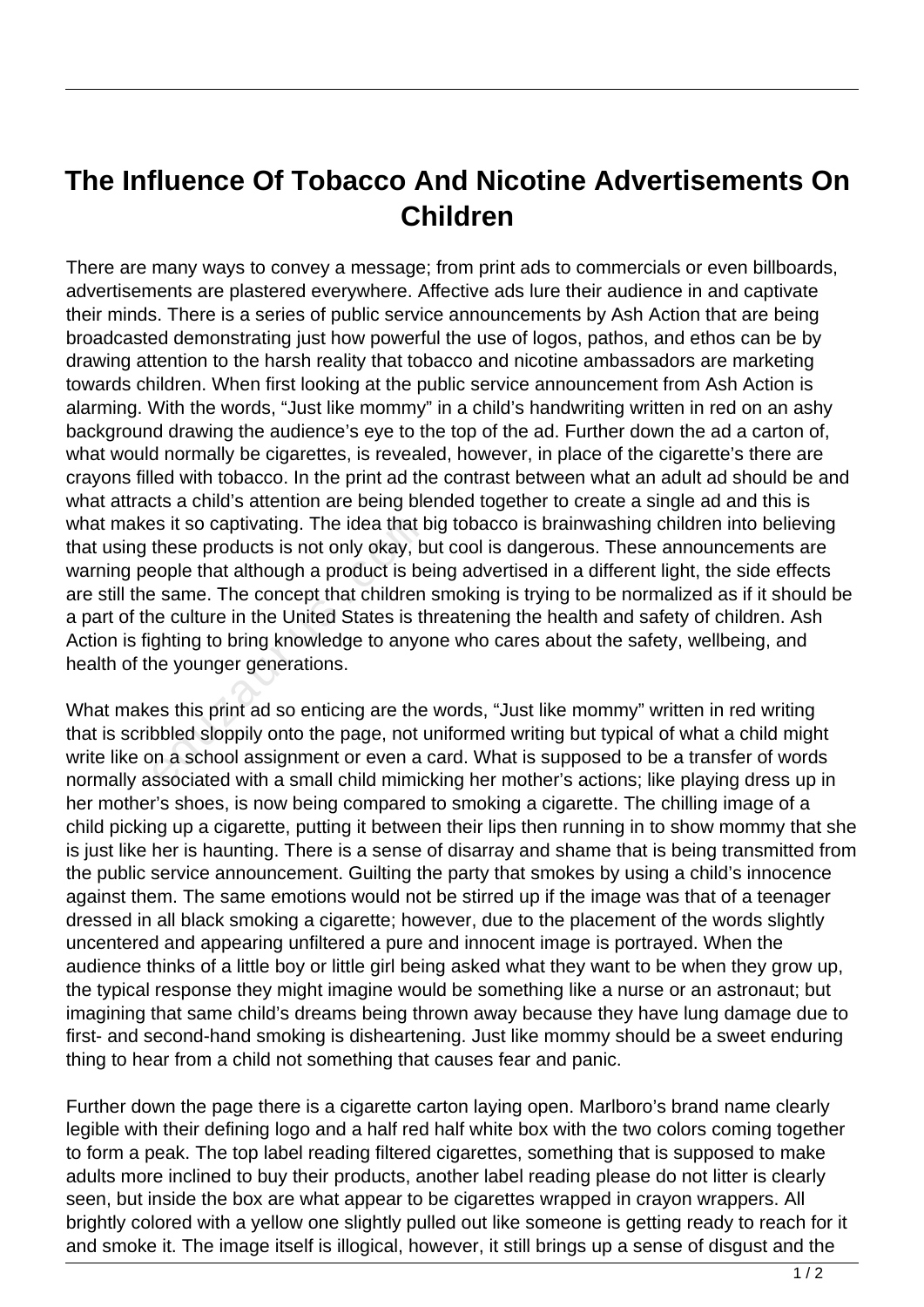# The Influence Of Tobacco And Nicotine Advertisements On Children

There are many ways to convey a message; from print ads to commercials or even billboards, advertisements are plastered everywhere. Affective ads lure their audience in and captivate their minds. There is a series of public service announcements by Ash Action that are being broadcasted demonstrating just how powerful the use of logos, pathos, and ethos can be by drawing attention to the harsh reality that tobacco and nicotine ambassadors are marketing towards children. When first looking at the public service announcement from Ash Action is alarming. With the words, "Just like mommy" in a child's handwriting written in red on an ashy background drawing the audience's eye to the top of the ad. Further down the ad a carton of, what would normally be cigarettes, is revealed, however, in place of the cigarette's there are crayons filled with tobacco. In the print ad the contrast between what an adult ad should be and what attracts a child's attention are being blended together to create a single ad and this is what makes it so captivating. The idea that big tobacco is brainwashing children into believing that using these products is not only okay, but cool is dangerous. These announcements are warning people that although a product is being advertised in a different light, the side effects are still the same. The concept that children smoking is trying to be normalized as if it should be a part of the culture in the United States is threatening the health and safety of children. Ash Action is fighting to bring knowledge to anyone who cares about the safety, wellbeing, and health of the younger generations.

What makes this print ad so enticing are the words, "Just like mommy" written in red writing that is scribbled sloppily onto the page, not uniformed writing but typical of what a child might write like on a school assignment or even a card. What is supposed to be a transfer of words normally associated with a small child mimicking her mother's actions; like playing dress up in her mother's shoes, is now being compared to smoking a cigarette. The chilling image of a child picking up a cigarette, putting it between their lips then running in to show mommy that she is just like her is haunting. There is a sense of disarray and shame that is being transmitted from the public service announcement. Guilting the party that smokes by using a child's innocence against them. The same emotions would not be stirred up if the image was that of a teenager dressed in all black smoking a cigarette; however, due to the placement of the words slightly uncentered and appearing unfiltered a pure and innocent image is portrayed. When the audience thinks of a little boy or little girl being asked what they want to be when they grow up, the typical response they might imagine would be something like a nurse or an astronaut; but imagining that same child's dreams being thrown away because they have lung damage due to first- and second-hand smoking is disheartening. Just like mommy should be a sweet enduring thing to hear from a child not something that causes fear and panic.

Further down the page there is a cigarette carton laying open. Marlboro's brand name clearly legible with their defining logo and a half red half white box with the two colors coming together to form a peak. The top label reading filtered cigarettes, something that is supposed to make adults more inclined to buy their products, another label reading please do not litter is clearly seen, but inside the box are what appear to be cigarettes wrapped in crayon wrappers. All brightly colored with a yellow one slightly pulled out like someone is getting ready to reach for it and smoke it. The image itself is illogical, however, it still brings up a sense of disgust and the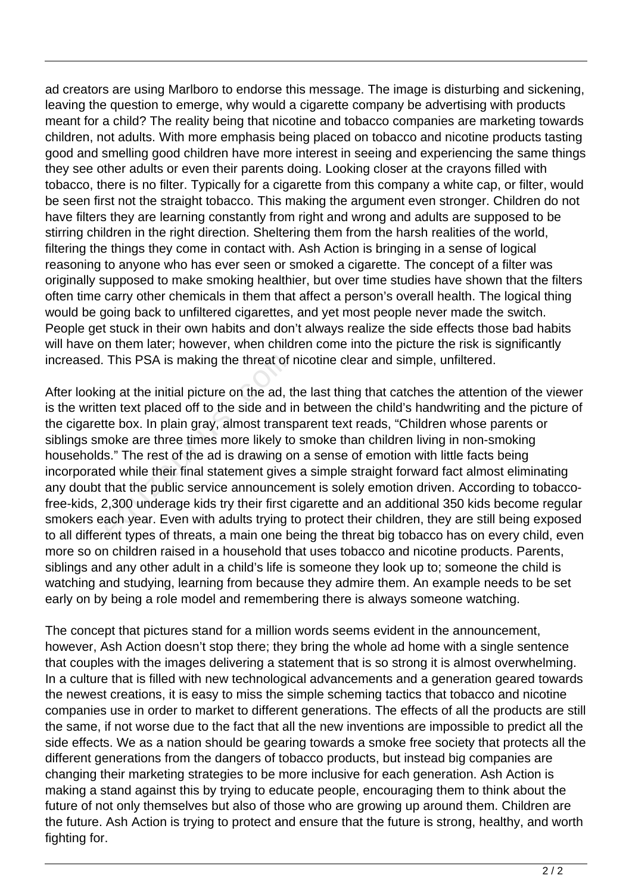ad creators are using Marlboro to endorse this message. The image is disturbing and sickening, leaving the question to emerge, why would a cigarette company be advertising with products meant for a child? The reality being that nicotine and tobacco companies are marketing towards children, not adults. With more emphasis being placed on tobacco and nicotine products tasting good and smelling good children have more interest in seeing and experiencing the same things they see other adults or even their parents doing. Looking closer at the crayons filled with tobacco, there is no filter. Typically for a cigarette from this company a white cap, or filter, would be seen first not the straight tobacco. This making the argument even stronger. Children do not have filters they are learning constantly from right and wrong and adults are supposed to be stirring children in the right direction. Sheltering them from the harsh realities of the world, filtering the things they come in contact with. Ash Action is bringing in a sense of logical reasoning to anyone who has ever seen or smoked a cigarette. The concept of a filter was originally supposed to make smoking healthier, but over time studies have shown that the filters often time carry other chemicals in them that affect a person's overall health. The logical thing would be going back to unfiltered cigarettes, and yet most people never made the switch. People get stuck in their own habits and don't always realize the side effects those bad habits will have on them later; however, when children come into the picture the risk is significantly increased. This PSA is making the threat of nicotine clear and simple, unfiltered.

After looking at the initial picture on the ad, the last thing that catches the attention of the viewer is the written text placed off to the side and in between the child's handwriting and the picture of the cigarette box. In plain gray, almost transparent text reads, "Children whose parents or siblings smoke are three times more likely to smoke than children living in non-smoking households." The rest of the ad is drawing on a sense of emotion with little facts being incorporated while their final statement gives a simple straight forward fact almost eliminating any doubt that the public service announcement is solely emotion driven. According to tobacco-free-kids, 2,300 underage kids try their first cigarette and an additional 350 kids become regular smokers each year. Even with adults trying to protect their children, they are still being exposed to all different types of threats, a main one being the threat big tobacco has on every child, even more so on children raised in a household that uses tobacco and nicotine products. Parents, siblings and any other adult in a child's life is someone they look up to; someone the child is watching and studying, learning from because they admire them. An example needs to be set early on by being a role model and remembering there is always someone watching.

The concept that pictures stand for a million words seems evident in the announcement, however, Ash Action doesn't stop there; they bring the whole ad home with a single sentence that couples with the images delivering a statement that is so strong it is almost overwhelming. In a culture that is filled with new technological advancements and a generation geared towards the newest creations, it is easy to miss the simple scheming tactics that tobacco and nicotine companies use in order to market to different generations. The effects of all the products are still the same, if not worse due to the fact that all the new inventions are impossible to predict all the side effects. We as a nation should be gearing towards a smoke free society that protects all the different generations from the dangers of tobacco products, but instead big companies are changing their marketing strategies to be more inclusive for each generation. Ash Action is making a stand against this by trying to educate people, encouraging them to think about the future of not only themselves but also of those who are growing up around them. Children are the future. Ash Action is trying to protect and ensure that the future is strong, healthy, and worth fighting for.